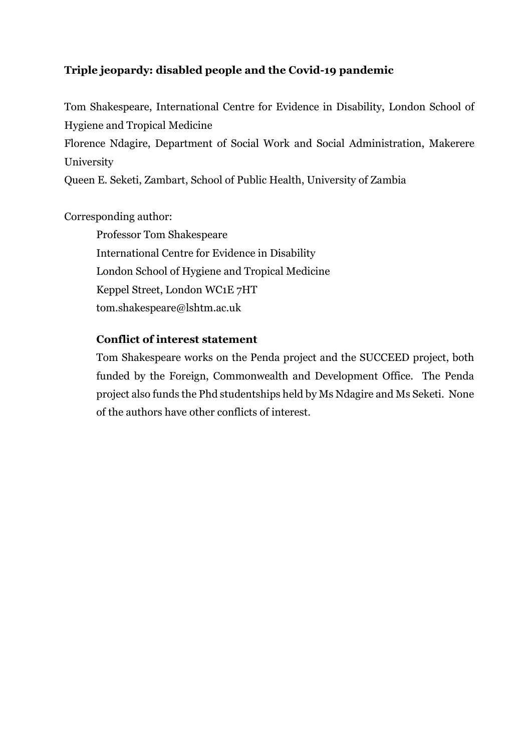# Triple jeopardy: disabled people and the Covid-19 pandemic

Tom Shakespeare, International Centre for Evidence in Disability, London School of Hygiene and Tropical Medicine

Florence Ndagire, Department of Social Work and Social Administration, Makerere University

Queen E. Seketi, Zambart, School of Public Health, University of Zambia

Corresponding author:

Professor Tom Shakespeare
International Centre for Evidence in Disability
London School of Hygiene and Tropical Medicine
Keppel Street, London WC1E 7HT
tom.shakespeare@lshtm.ac.uk

**Conflict of interest statement**

Tom Shakespeare works on the Penda project and the SUCCEED project, both funded by the Foreign, Commonwealth and Development Office. The Penda project also funds the Phd studentships held by Ms Ndagire and Ms Seketi. None of the authors have other conflicts of interest.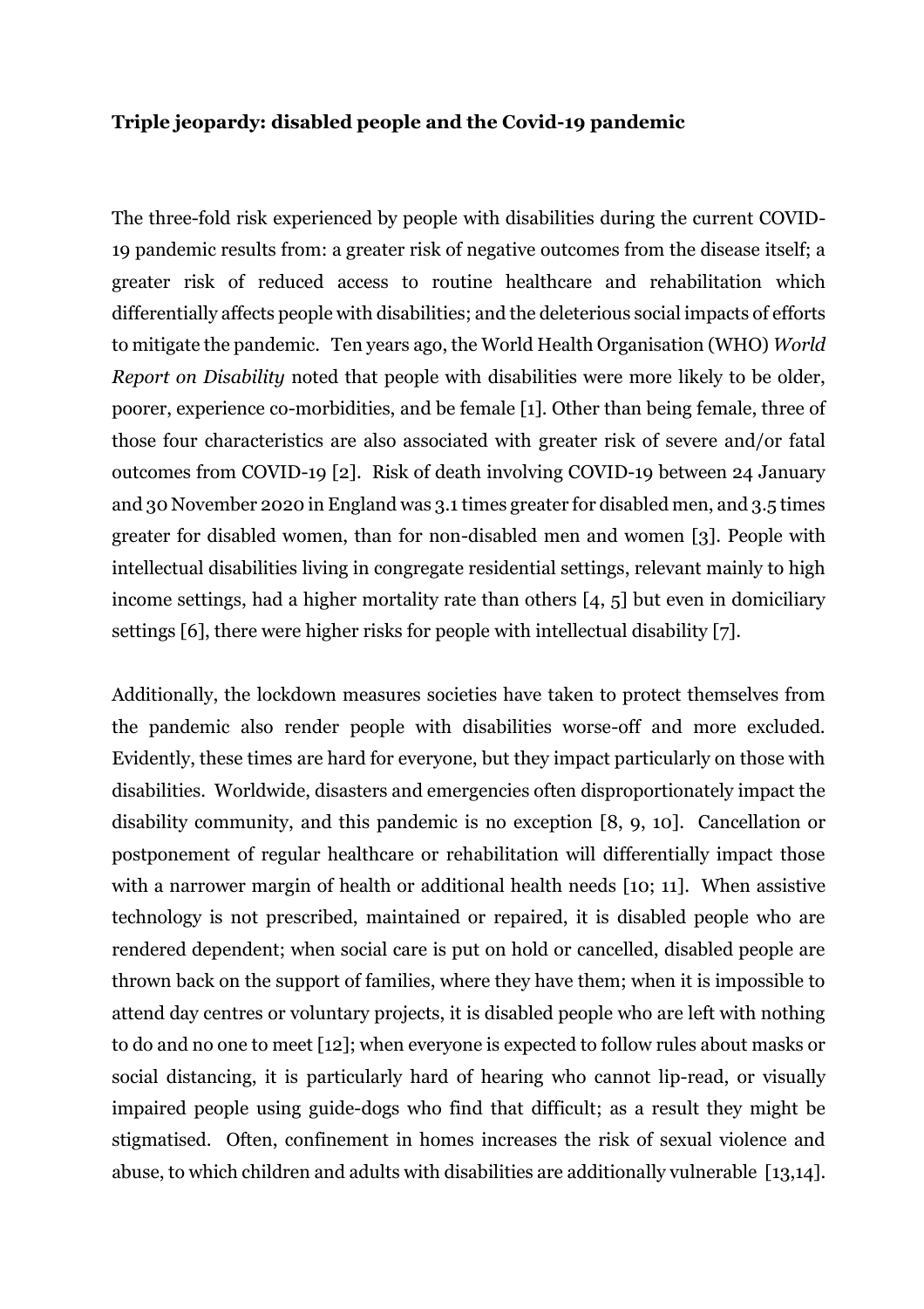**Triple jeopardy: disabled people and the Covid-19 pandemic**

The three-fold risk experienced by people with disabilities during the current COVID-19 pandemic results from: a greater risk of negative outcomes from the disease itself; a greater risk of reduced access to routine healthcare and rehabilitation which differentially affects people with disabilities; and the deleterious social impacts of efforts to mitigate the pandemic. Ten years ago, the World Health Organisation (WHO) *World Report on Disability* noted that people with disabilities were more likely to be older, poorer, experience co-morbidities, and be female [1]. Other than being female, three of those four characteristics are also associated with greater risk of severe and/or fatal outcomes from COVID-19 [2]. Risk of death involving COVID-19 between 24 January and 30 November 2020 in England was 3.1 times greater for disabled men, and 3.5 times greater for disabled women, than for non-disabled men and women [3]. People with intellectual disabilities living in congregate residential settings, relevant mainly to high income settings, had a higher mortality rate than others [4, 5] but even in domiciliary settings [6], there were higher risks for people with intellectual disability [7].

Additionally, the lockdown measures societies have taken to protect themselves from the pandemic also render people with disabilities worse-off and more excluded. Evidently, these times are hard for everyone, but they impact particularly on those with disabilities. Worldwide, disasters and emergencies often disproportionately impact the disability community, and this pandemic is no exception [8, 9, 10]. Cancellation or postponement of regular healthcare or rehabilitation will differentially impact those with a narrower margin of health or additional health needs [10; 11]. When assistive technology is not prescribed, maintained or repaired, it is disabled people who are rendered dependent; when social care is put on hold or cancelled, disabled people are thrown back on the support of families, where they have them; when it is impossible to attend day centres or voluntary projects, it is disabled people who are left with nothing to do and no one to meet [12]; when everyone is expected to follow rules about masks or social distancing, it is particularly hard of hearing who cannot lip-read, or visually impaired people using guide-dogs who find that difficult; as a result they might be stigmatised. Often, confinement in homes increases the risk of sexual violence and abuse, to which children and adults with disabilities are additionally vulnerable [13,14].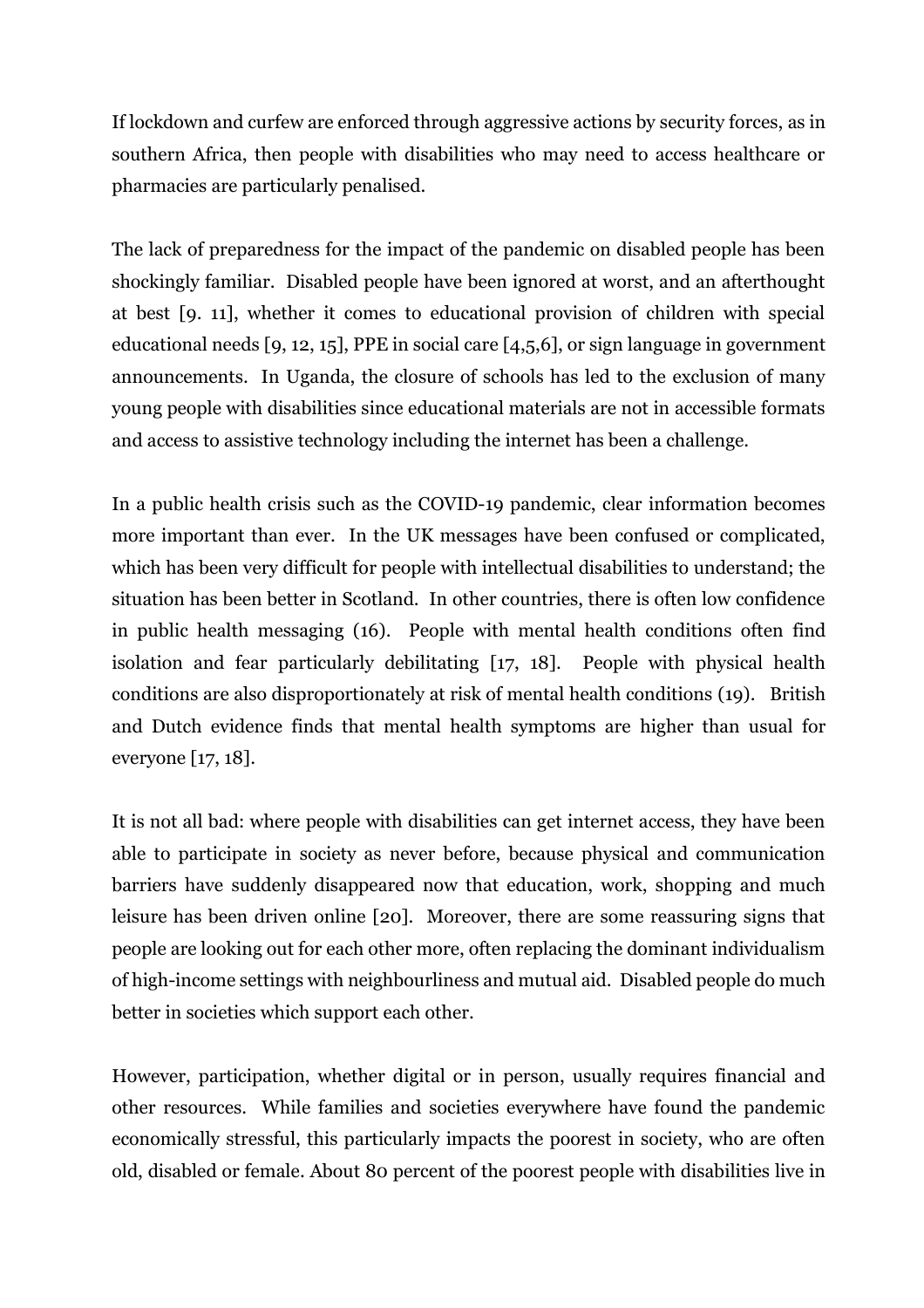If lockdown and curfew are enforced through aggressive actions by security forces, as in southern Africa, then people with disabilities who may need to access healthcare or pharmacies are particularly penalised.

The lack of preparedness for the impact of the pandemic on disabled people has been shockingly familiar. Disabled people have been ignored at worst, and an afterthought at best [9. 11], whether it comes to educational provision of children with special educational needs [9, 12, 15], PPE in social care [4,5,6], or sign language in government announcements. In Uganda, the closure of schools has led to the exclusion of many young people with disabilities since educational materials are not in accessible formats and access to assistive technology including the internet has been a challenge.

In a public health crisis such as the COVID-19 pandemic, clear information becomes more important than ever. In the UK messages have been confused or complicated, which has been very difficult for people with intellectual disabilities to understand; the situation has been better in Scotland. In other countries, there is often low confidence in public health messaging (16). People with mental health conditions often find isolation and fear particularly debilitating [17, 18]. People with physical health conditions are also disproportionately at risk of mental health conditions (19). British and Dutch evidence finds that mental health symptoms are higher than usual for everyone [17, 18].

It is not all bad: where people with disabilities can get internet access, they have been able to participate in society as never before, because physical and communication barriers have suddenly disappeared now that education, work, shopping and much leisure has been driven online [20]. Moreover, there are some reassuring signs that people are looking out for each other more, often replacing the dominant individualism of high-income settings with neighbourliness and mutual aid. Disabled people do much better in societies which support each other.

However, participation, whether digital or in person, usually requires financial and other resources. While families and societies everywhere have found the pandemic economically stressful, this particularly impacts the poorest in society, who are often old, disabled or female. About 80 percent of the poorest people with disabilities live in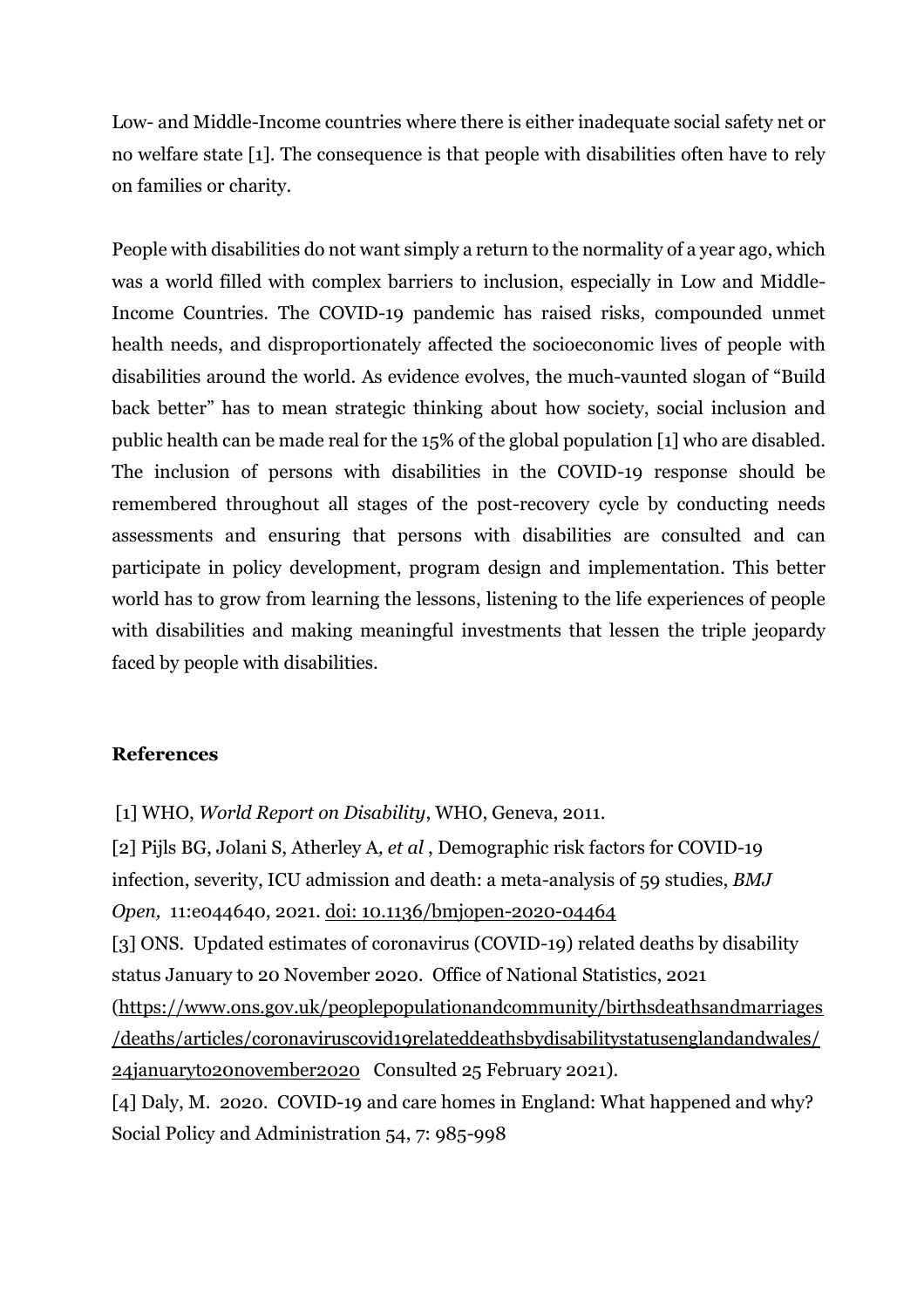Low- and Middle-Income countries where there is either inadequate social safety net or no welfare state [1]. The consequence is that people with disabilities often have to rely on families or charity.

People with disabilities do not want simply a return to the normality of a year ago, which was a world filled with complex barriers to inclusion, especially in Low and Middle-Income Countries. The COVID-19 pandemic has raised risks, compounded unmet health needs, and disproportionately affected the socioeconomic lives of people with disabilities around the world. As evidence evolves, the much-vaunted slogan of "Build back better" has to mean strategic thinking about how society, social inclusion and public health can be made real for the 15% of the global population [1] who are disabled. The inclusion of persons with disabilities in the COVID-19 response should be remembered throughout all stages of the post-recovery cycle by conducting needs assessments and ensuring that persons with disabilities are consulted and can participate in policy development, program design and implementation. This better world has to grow from learning the lessons, listening to the life experiences of people with disabilities and making meaningful investments that lessen the triple jeopardy faced by people with disabilities.

**References**

[1] WHO, *World Report on Disability*, WHO, Geneva, 2011.

[2] Pijls BG, Jolani S, Atherley A, *et al* , Demographic risk factors for COVID-19 infection, severity, ICU admission and death: a meta-analysis of 59 studies, *BMJ Open,* 11:e044640, 2021. doi: 10.1136/bmjopen-2020-04464

[3] ONS. Updated estimates of coronavirus (COVID-19) related deaths by disability status January to 20 November 2020. Office of National Statistics, 2021 (https://www.ons.gov.uk/peoplepopulationandcommunity/birthsdeathsandmarriages/deaths/articles/coronaviruscovid19relateddeathsbydisabilitystatusenglandandwales/24januaryto20november2020 Consulted 25 February 2021).

[4] Daly, M. 2020. COVID-19 and care homes in England: What happened and why? Social Policy and Administration 54, 7: 985-998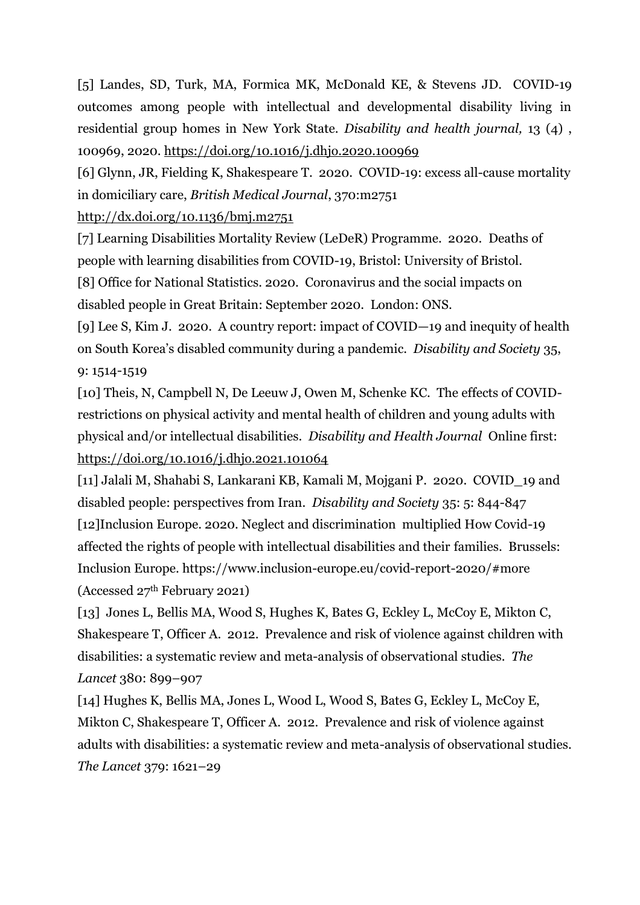[5] Landes, SD, Turk, MA, Formica MK, McDonald KE, & Stevens JD. COVID-19 outcomes among people with intellectual and developmental disability living in residential group homes in New York State. *Disability and health journal,* 13 (4) , 100969, 2020. https://doi.org/10.1016/j.dhjo.2020.100969

[6] Glynn, JR, Fielding K, Shakespeare T. 2020. COVID-19: excess all-cause mortality in domiciliary care, *British Medical Journal*, 370:m2751 http://dx.doi.org/10.1136/bmj.m2751

[7] Learning Disabilities Mortality Review (LeDeR) Programme. 2020. Deaths of people with learning disabilities from COVID-19, Bristol: University of Bristol.

[8] Office for National Statistics. 2020. Coronavirus and the social impacts on disabled people in Great Britain: September 2020. London: ONS.

[9] Lee S, Kim J. 2020. A country report: impact of COVID—19 and inequity of health on South Korea's disabled community during a pandemic. *Disability and Society* 35, 9: 1514-1519

[10] Theis, N, Campbell N, De Leeuw J, Owen M, Schenke KC. The effects of COVID-restrictions on physical activity and mental health of children and young adults with physical and/or intellectual disabilities. *Disability and Health Journal* Online first: https://doi.org/10.1016/j.dhjo.2021.101064

[11] Jalali M, Shahabi S, Lankarani KB, Kamali M, Mojgani P. 2020. COVID_19 and disabled people: perspectives from Iran. *Disability and Society* 35: 5: 844-847

[12]Inclusion Europe. 2020. Neglect and discrimination multiplied How Covid-19 affected the rights of people with intellectual disabilities and their families. Brussels: Inclusion Europe. https://www.inclusion-europe.eu/covid-report-2020/#more (Accessed 27th February 2021)

[13] Jones L, Bellis MA, Wood S, Hughes K, Bates G, Eckley L, McCoy E, Mikton C, Shakespeare T, Officer A. 2012. Prevalence and risk of violence against children with disabilities: a systematic review and meta-analysis of observational studies. *The Lancet* 380: 899–907

[14] Hughes K, Bellis MA, Jones L, Wood L, Wood S, Bates G, Eckley L, McCoy E, Mikton C, Shakespeare T, Officer A. 2012. Prevalence and risk of violence against adults with disabilities: a systematic review and meta-analysis of observational studies. *The Lancet* 379: 1621–29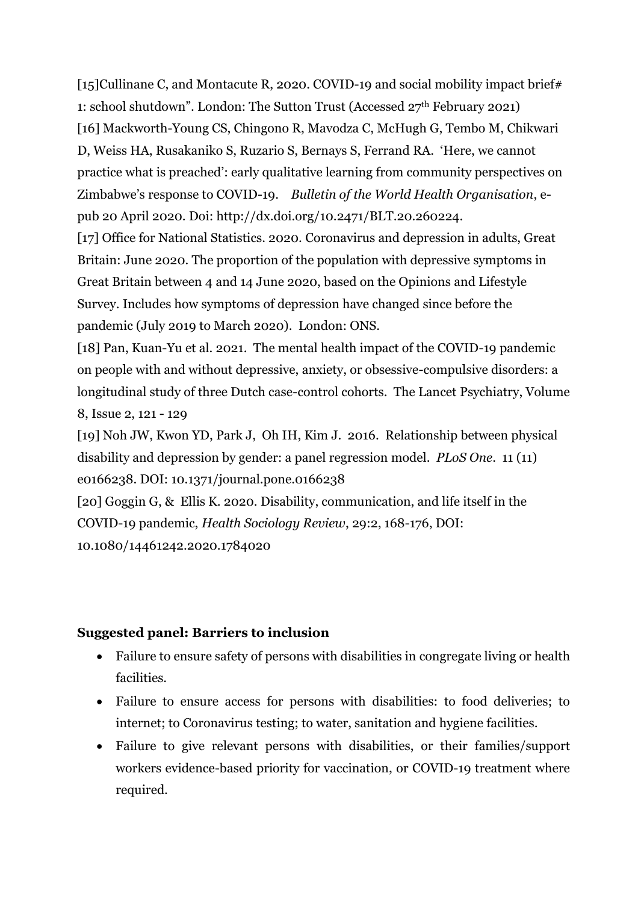[15]Cullinane C, and Montacute R, 2020. COVID-19 and social mobility impact brief# 1: school shutdown". London: The Sutton Trust (Accessed 27th February 2021)

[16] Mackworth-Young CS, Chingono R, Mavodza C, McHugh G, Tembo M, Chikwari D, Weiss HA, Rusakaniko S, Ruzario S, Bernays S, Ferrand RA. 'Here, we cannot practice what is preached': early qualitative learning from community perspectives on Zimbabwe's response to COVID-19. *Bulletin of the World Health Organisation*, e-pub 20 April 2020. Doi: http://dx.doi.org/10.2471/BLT.20.260224.

[17] Office for National Statistics. 2020. Coronavirus and depression in adults, Great Britain: June 2020. The proportion of the population with depressive symptoms in Great Britain between 4 and 14 June 2020, based on the Opinions and Lifestyle Survey. Includes how symptoms of depression have changed since before the pandemic (July 2019 to March 2020). London: ONS.

[18] Pan, Kuan-Yu et al. 2021. The mental health impact of the COVID-19 pandemic on people with and without depressive, anxiety, or obsessive-compulsive disorders: a longitudinal study of three Dutch case-control cohorts. The Lancet Psychiatry, Volume 8, Issue 2, 121 - 129

[19] Noh JW, Kwon YD, Park J, Oh IH, Kim J. 2016. Relationship between physical disability and depression by gender: a panel regression model. *PLoS One*. 11 (11) e0166238. DOI: 10.1371/journal.pone.0166238

[20] Goggin G, & Ellis K. 2020. Disability, communication, and life itself in the COVID-19 pandemic, *Health Sociology Review*, 29:2, 168-176, DOI: 10.1080/14461242.2020.1784020

**Suggested panel: Barriers to inclusion**

- Failure to ensure safety of persons with disabilities in congregate living or health facilities.
- Failure to ensure access for persons with disabilities: to food deliveries; to internet; to Coronavirus testing; to water, sanitation and hygiene facilities.
- Failure to give relevant persons with disabilities, or their families/support workers evidence-based priority for vaccination, or COVID-19 treatment where required.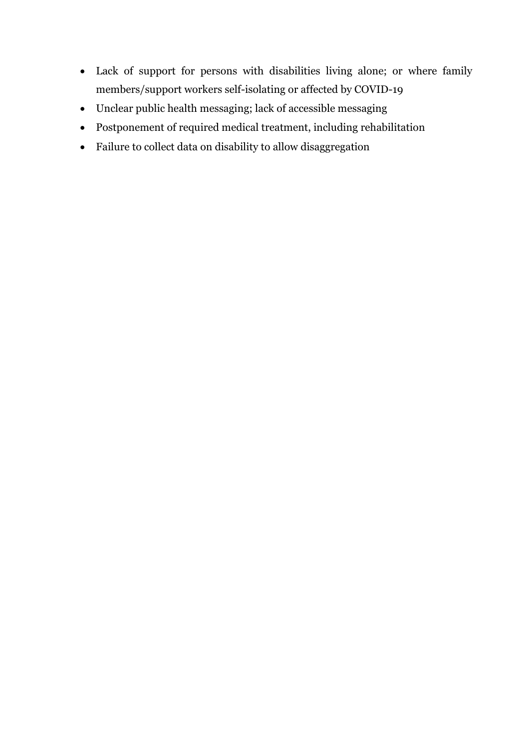- Lack of support for persons with disabilities living alone; or where family members/support workers self-isolating or affected by COVID-19
- Unclear public health messaging; lack of accessible messaging
- Postponement of required medical treatment, including rehabilitation
- Failure to collect data on disability to allow disaggregation